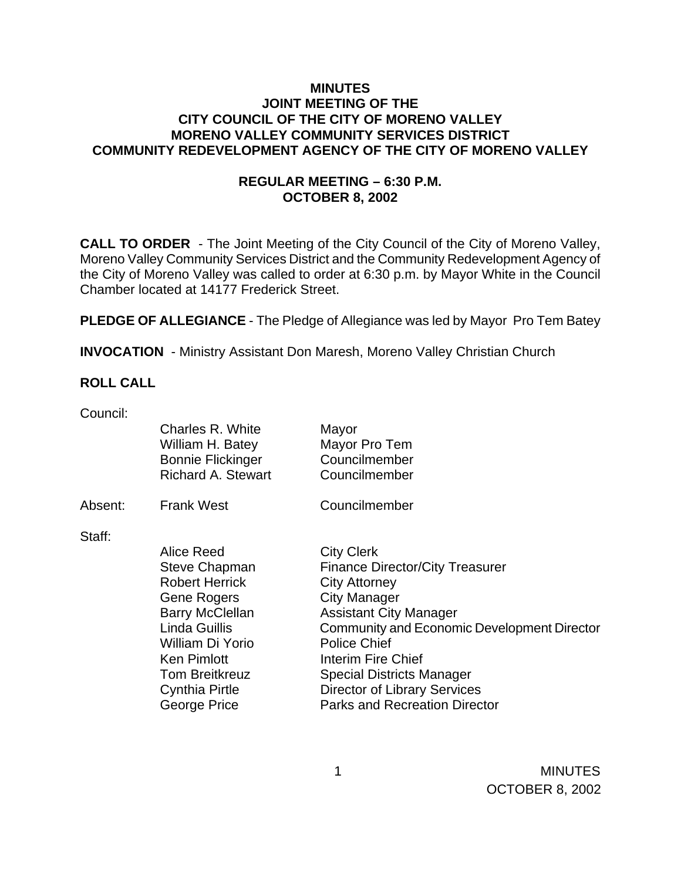# MINUTES
## JOINT MEETING OF THE CITY COUNCIL OF THE CITY OF MORENO VALLEY MORENO VALLEY COMMUNITY SERVICES DISTRICT COMMUNITY REDEVELOPMENT AGENCY OF THE CITY OF MORENO VALLEY

### REGULAR MEETING – 6:30 P.M.
### OCTOBER 8, 2002

**CALL TO ORDER** - The Joint Meeting of the City Council of the City of Moreno Valley, Moreno Valley Community Services District and the Community Redevelopment Agency of the City of Moreno Valley was called to order at 6:30 p.m. by Mayor White in the Council Chamber located at 14177 Frederick Street.

**PLEDGE OF ALLEGIANCE** - The Pledge of Allegiance was led by Mayor Pro Tem Batey

**INVOCATION** - Ministry Assistant Don Maresh, Moreno Valley Christian Church

**ROLL CALL**

Council:

| | |
|---|---|
| Charles R. White | Mayor |
| William H. Batey | Mayor Pro Tem |
| Bonnie Flickinger | Councilmember |
| Richard A. Stewart | Councilmember |

Absent:

| | |
|---|---|
| Frank West | Councilmember |

Staff:

| | |
|---|---|
| Alice Reed | City Clerk |
| Steve Chapman | Finance Director/City Treasurer |
| Robert Herrick | City Attorney |
| Gene Rogers | City Manager |
| Barry McClellan | Assistant City Manager |
| Linda Guillis | Community and Economic Development Director |
| William Di Yorio | Police Chief |
| Ken Pimlott | Interim Fire Chief |
| Tom Breitkreuz | Special Districts Manager |
| Cynthia Pirtle | Director of Library Services |
| George Price | Parks and Recreation Director |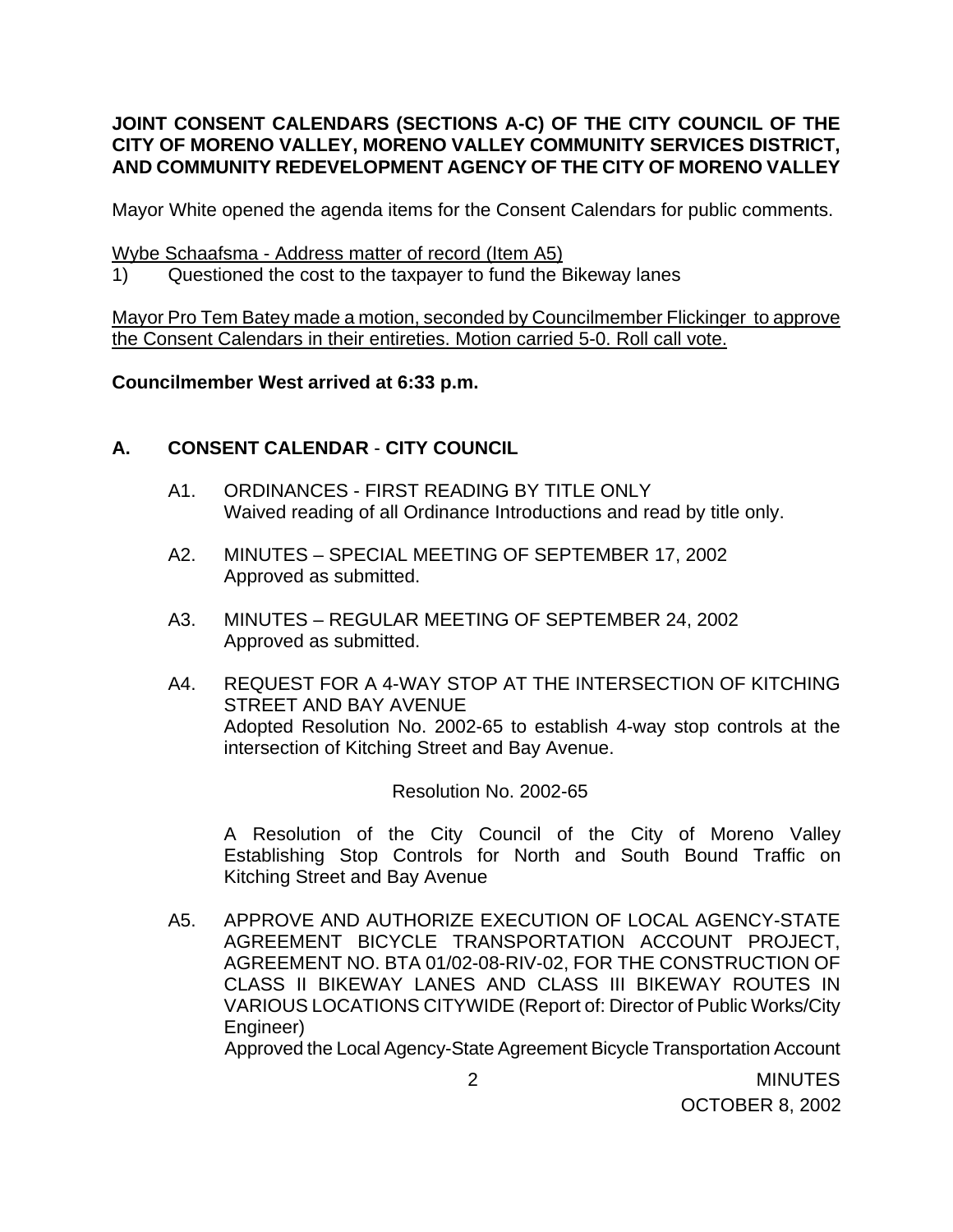**JOINT CONSENT CALENDARS (SECTIONS A-C) OF THE CITY COUNCIL OF THE CITY OF MORENO VALLEY, MORENO VALLEY COMMUNITY SERVICES DISTRICT, AND COMMUNITY REDEVELOPMENT AGENCY OF THE CITY OF MORENO VALLEY**

Mayor White opened the agenda items for the Consent Calendars for public comments.

Wybe Schaafsma - Address matter of record (Item A5)

1) Questioned the cost to the taxpayer to fund the Bikeway lanes

Mayor Pro Tem Batey made a motion, seconded by Councilmember Flickinger to approve the Consent Calendars in their entireties. Motion carried 5-0. Roll call vote.

**Councilmember West arrived at 6:33 p.m.**

## A. CONSENT CALENDAR - CITY COUNCIL

A1. ORDINANCES - FIRST READING BY TITLE ONLY
Waived reading of all Ordinance Introductions and read by title only.

A2. MINUTES – SPECIAL MEETING OF SEPTEMBER 17, 2002
Approved as submitted.

A3. MINUTES – REGULAR MEETING OF SEPTEMBER 24, 2002
Approved as submitted.

A4. REQUEST FOR A 4-WAY STOP AT THE INTERSECTION OF KITCHING STREET AND BAY AVENUE
Adopted Resolution No. 2002-65 to establish 4-way stop controls at the intersection of Kitching Street and Bay Avenue.

Resolution No. 2002-65

A Resolution of the City Council of the City of Moreno Valley Establishing Stop Controls for North and South Bound Traffic on Kitching Street and Bay Avenue

A5. APPROVE AND AUTHORIZE EXECUTION OF LOCAL AGENCY-STATE AGREEMENT BICYCLE TRANSPORTATION ACCOUNT PROJECT, AGREEMENT NO. BTA 01/02-08-RIV-02, FOR THE CONSTRUCTION OF CLASS II BIKEWAY LANES AND CLASS III BIKEWAY ROUTES IN VARIOUS LOCATIONS CITYWIDE (Report of: Director of Public Works/City Engineer)
Approved the Local Agency-State Agreement Bicycle Transportation Account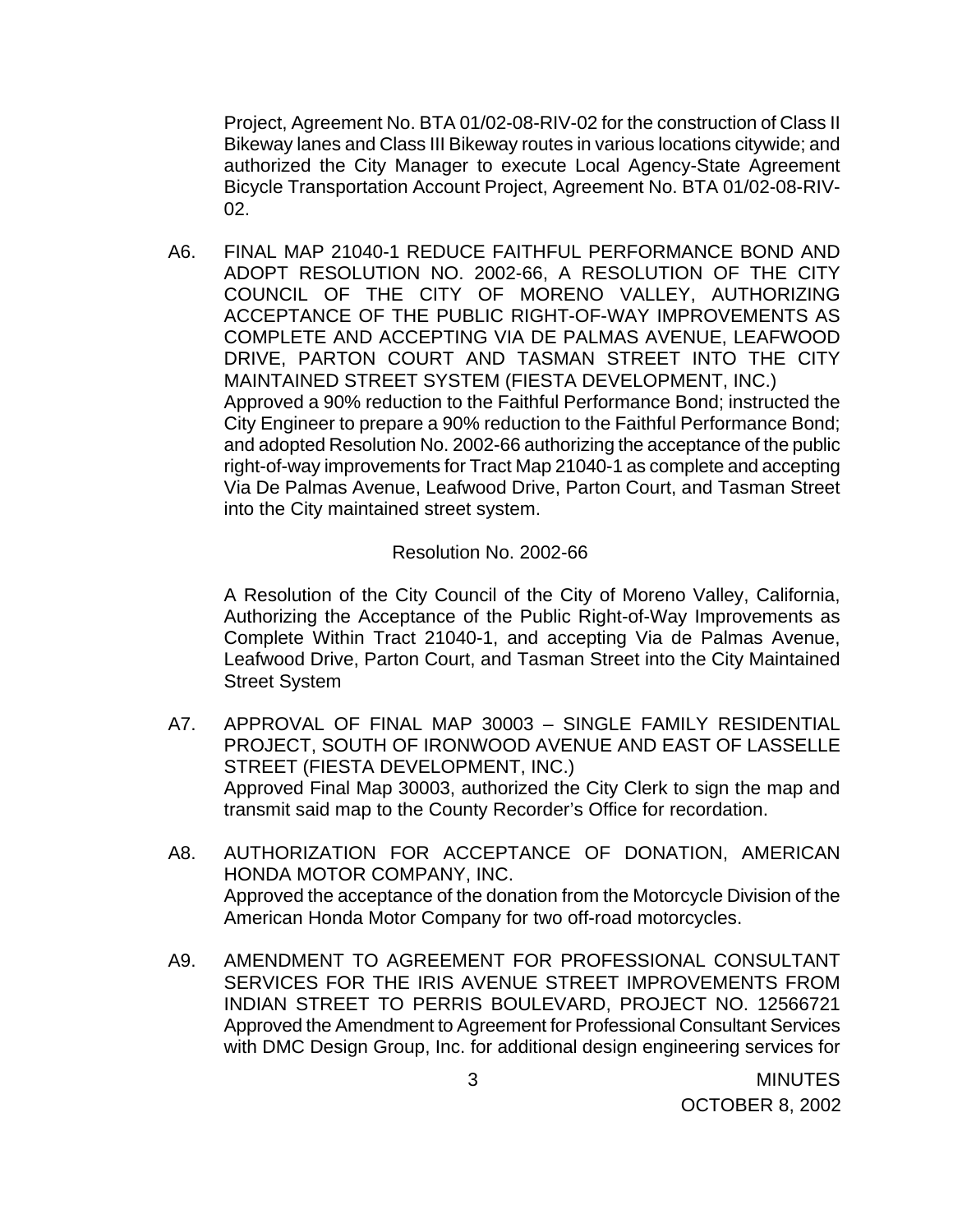Project, Agreement No. BTA 01/02-08-RIV-02 for the construction of Class II Bikeway lanes and Class III Bikeway routes in various locations citywide; and authorized the City Manager to execute Local Agency-State Agreement Bicycle Transportation Account Project, Agreement No. BTA 01/02-08-RIV-02.

A6. FINAL MAP 21040-1 REDUCE FAITHFUL PERFORMANCE BOND AND ADOPT RESOLUTION NO. 2002-66, A RESOLUTION OF THE CITY COUNCIL OF THE CITY OF MORENO VALLEY, AUTHORIZING ACCEPTANCE OF THE PUBLIC RIGHT-OF-WAY IMPROVEMENTS AS COMPLETE AND ACCEPTING VIA DE PALMAS AVENUE, LEAFWOOD DRIVE, PARTON COURT AND TASMAN STREET INTO THE CITY MAINTAINED STREET SYSTEM (FIESTA DEVELOPMENT, INC.)
Approved a 90% reduction to the Faithful Performance Bond; instructed the City Engineer to prepare a 90% reduction to the Faithful Performance Bond; and adopted Resolution No. 2002-66 authorizing the acceptance of the public right-of-way improvements for Tract Map 21040-1 as complete and accepting Via De Palmas Avenue, Leafwood Drive, Parton Court, and Tasman Street into the City maintained street system.

Resolution No. 2002-66

A Resolution of the City Council of the City of Moreno Valley, California, Authorizing the Acceptance of the Public Right-of-Way Improvements as Complete Within Tract 21040-1, and accepting Via de Palmas Avenue, Leafwood Drive, Parton Court, and Tasman Street into the City Maintained Street System

A7. APPROVAL OF FINAL MAP 30003 – SINGLE FAMILY RESIDENTIAL PROJECT, SOUTH OF IRONWOOD AVENUE AND EAST OF LASSELLE STREET (FIESTA DEVELOPMENT, INC.)
Approved Final Map 30003, authorized the City Clerk to sign the map and transmit said map to the County Recorder's Office for recordation.

A8. AUTHORIZATION FOR ACCEPTANCE OF DONATION, AMERICAN HONDA MOTOR COMPANY, INC.
Approved the acceptance of the donation from the Motorcycle Division of the American Honda Motor Company for two off-road motorcycles.

A9. AMENDMENT TO AGREEMENT FOR PROFESSIONAL CONSULTANT SERVICES FOR THE IRIS AVENUE STREET IMPROVEMENTS FROM INDIAN STREET TO PERRIS BOULEVARD, PROJECT NO. 12566721
Approved the Amendment to Agreement for Professional Consultant Services with DMC Design Group, Inc. for additional design engineering services for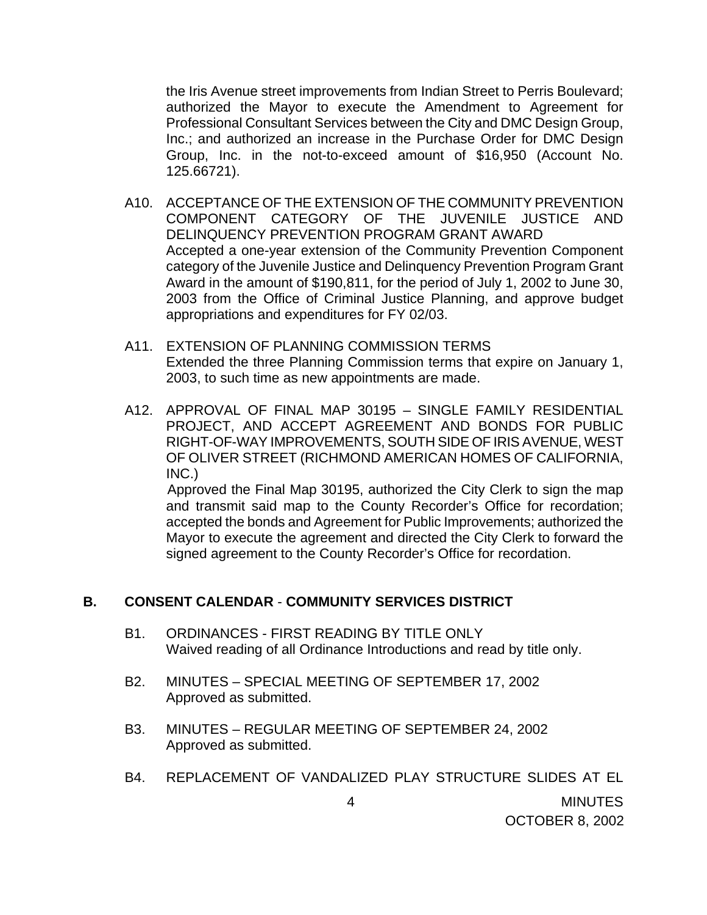the Iris Avenue street improvements from Indian Street to Perris Boulevard; authorized the Mayor to execute the Amendment to Agreement for Professional Consultant Services between the City and DMC Design Group, Inc.; and authorized an increase in the Purchase Order for DMC Design Group, Inc. in the not-to-exceed amount of $16,950 (Account No. 125.66721).

A10. ACCEPTANCE OF THE EXTENSION OF THE COMMUNITY PREVENTION COMPONENT CATEGORY OF THE JUVENILE JUSTICE AND DELINQUENCY PREVENTION PROGRAM GRANT AWARD
Accepted a one-year extension of the Community Prevention Component category of the Juvenile Justice and Delinquency Prevention Program Grant Award in the amount of $190,811, for the period of July 1, 2002 to June 30, 2003 from the Office of Criminal Justice Planning, and approve budget appropriations and expenditures for FY 02/03.

A11. EXTENSION OF PLANNING COMMISSION TERMS
Extended the three Planning Commission terms that expire on January 1, 2003, to such time as new appointments are made.

A12. APPROVAL OF FINAL MAP 30195 – SINGLE FAMILY RESIDENTIAL PROJECT, AND ACCEPT AGREEMENT AND BONDS FOR PUBLIC RIGHT-OF-WAY IMPROVEMENTS, SOUTH SIDE OF IRIS AVENUE, WEST OF OLIVER STREET (RICHMOND AMERICAN HOMES OF CALIFORNIA, INC.)
Approved the Final Map 30195, authorized the City Clerk to sign the map and transmit said map to the County Recorder's Office for recordation; accepted the bonds and Agreement for Public Improvements; authorized the Mayor to execute the agreement and directed the City Clerk to forward the signed agreement to the County Recorder's Office for recordation.

## B. CONSENT CALENDAR - COMMUNITY SERVICES DISTRICT

B1. ORDINANCES - FIRST READING BY TITLE ONLY
Waived reading of all Ordinance Introductions and read by title only.

B2. MINUTES – SPECIAL MEETING OF SEPTEMBER 17, 2002
Approved as submitted.

B3. MINUTES – REGULAR MEETING OF SEPTEMBER 24, 2002
Approved as submitted.

B4. REPLACEMENT OF VANDALIZED PLAY STRUCTURE SLIDES AT EL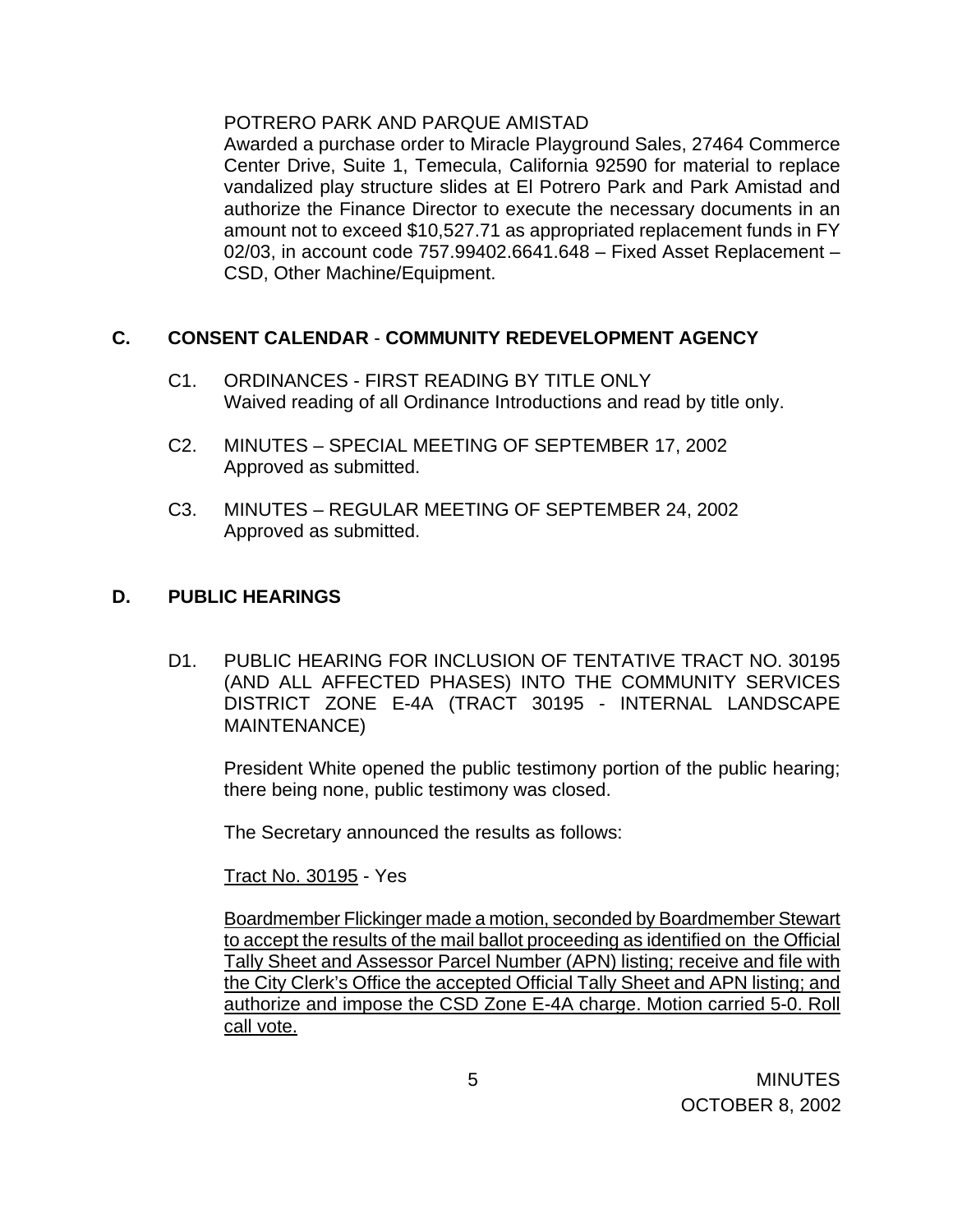POTRERO PARK AND PARQUE AMISTAD
Awarded a purchase order to Miracle Playground Sales, 27464 Commerce Center Drive, Suite 1, Temecula, California 92590 for material to replace vandalized play structure slides at El Potrero Park and Park Amistad and authorize the Finance Director to execute the necessary documents in an amount not to exceed $10,527.71 as appropriated replacement funds in FY 02/03, in account code 757.99402.6641.648 – Fixed Asset Replacement – CSD, Other Machine/Equipment.

## C. CONSENT CALENDAR - COMMUNITY REDEVELOPMENT AGENCY

C1. ORDINANCES - FIRST READING BY TITLE ONLY
Waived reading of all Ordinance Introductions and read by title only.

C2. MINUTES – SPECIAL MEETING OF SEPTEMBER 17, 2002
Approved as submitted.

C3. MINUTES – REGULAR MEETING OF SEPTEMBER 24, 2002
Approved as submitted.

## D. PUBLIC HEARINGS

D1. PUBLIC HEARING FOR INCLUSION OF TENTATIVE TRACT NO. 30195 (AND ALL AFFECTED PHASES) INTO THE COMMUNITY SERVICES DISTRICT ZONE E-4A (TRACT 30195 - INTERNAL LANDSCAPE MAINTENANCE)

President White opened the public testimony portion of the public hearing; there being none, public testimony was closed.

The Secretary announced the results as follows:

<u>Tract No. 30195</u> - Yes

<u>Boardmember Flickinger made a motion, seconded by Boardmember Stewart to accept the results of the mail ballot proceeding as identified on the Official Tally Sheet and Assessor Parcel Number (APN) listing; receive and file with the City Clerk's Office the accepted Official Tally Sheet and APN listing; and authorize and impose the CSD Zone E-4A charge. Motion carried 5-0. Roll call vote.</u>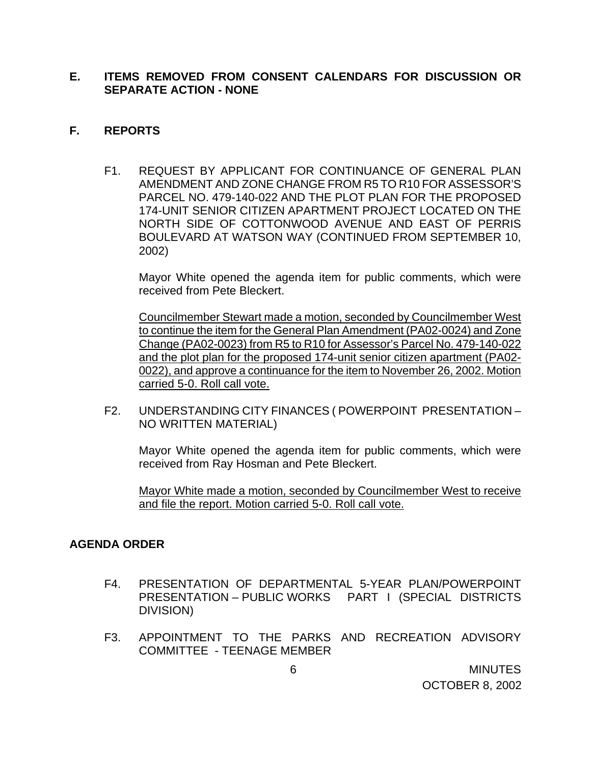**E. ITEMS REMOVED FROM CONSENT CALENDARS FOR DISCUSSION OR SEPARATE ACTION - NONE**

**F. REPORTS**

F1. REQUEST BY APPLICANT FOR CONTINUANCE OF GENERAL PLAN AMENDMENT AND ZONE CHANGE FROM R5 TO R10 FOR ASSESSOR'S PARCEL NO. 479-140-022 AND THE PLOT PLAN FOR THE PROPOSED 174-UNIT SENIOR CITIZEN APARTMENT PROJECT LOCATED ON THE NORTH SIDE OF COTTONWOOD AVENUE AND EAST OF PERRIS BOULEVARD AT WATSON WAY (CONTINUED FROM SEPTEMBER 10, 2002)

Mayor White opened the agenda item for public comments, which were received from Pete Bleckert.

<u>Councilmember Stewart made a motion, seconded by Councilmember West to continue the item for the General Plan Amendment (PA02-0024) and Zone Change (PA02-0023) from R5 to R10 for Assessor's Parcel No. 479-140-022 and the plot plan for the proposed 174-unit senior citizen apartment (PA02-0022), and approve a continuance for the item to November 26, 2002. Motion carried 5-0. Roll call vote.</u>

F2. UNDERSTANDING CITY FINANCES ( POWERPOINT PRESENTATION – NO WRITTEN MATERIAL)

Mayor White opened the agenda item for public comments, which were received from Ray Hosman and Pete Bleckert.

<u>Mayor White made a motion, seconded by Councilmember West to receive and file the report. Motion carried 5-0. Roll call vote.</u>

**AGENDA ORDER**

F4. PRESENTATION OF DEPARTMENTAL 5-YEAR PLAN/POWERPOINT PRESENTATION – PUBLIC WORKS PART I (SPECIAL DISTRICTS DIVISION)

F3. APPOINTMENT TO THE PARKS AND RECREATION ADVISORY COMMITTEE - TEENAGE MEMBER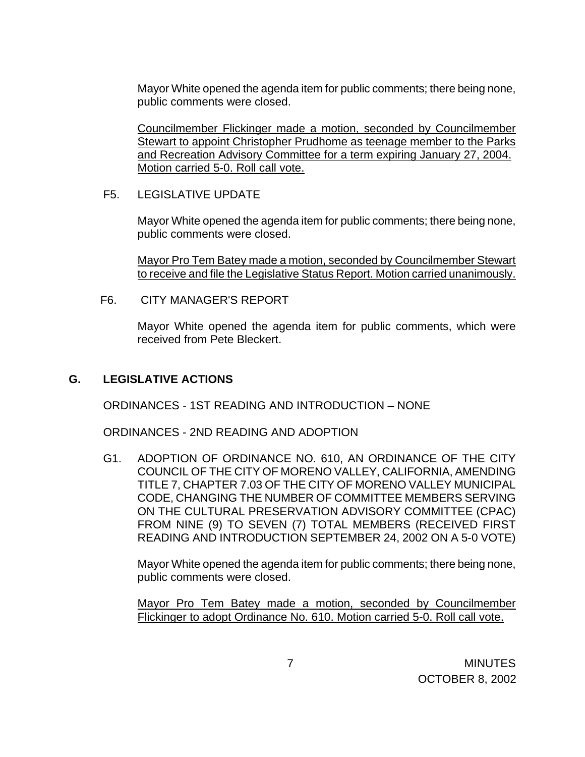Mayor White opened the agenda item for public comments; there being none, public comments were closed.

Councilmember Flickinger made a motion, seconded by Councilmember Stewart to appoint Christopher Prudhome as teenage member to the Parks and Recreation Advisory Committee for a term expiring January 27, 2004. Motion carried 5-0. Roll call vote.

F5. LEGISLATIVE UPDATE

Mayor White opened the agenda item for public comments; there being none, public comments were closed.

Mayor Pro Tem Batey made a motion, seconded by Councilmember Stewart to receive and file the Legislative Status Report. Motion carried unanimously.

F6. CITY MANAGER'S REPORT

Mayor White opened the agenda item for public comments, which were received from Pete Bleckert.

## G. LEGISLATIVE ACTIONS

ORDINANCES - 1ST READING AND INTRODUCTION – NONE

ORDINANCES - 2ND READING AND ADOPTION

G1. ADOPTION OF ORDINANCE NO. 610, AN ORDINANCE OF THE CITY COUNCIL OF THE CITY OF MORENO VALLEY, CALIFORNIA, AMENDING TITLE 7, CHAPTER 7.03 OF THE CITY OF MORENO VALLEY MUNICIPAL CODE, CHANGING THE NUMBER OF COMMITTEE MEMBERS SERVING ON THE CULTURAL PRESERVATION ADVISORY COMMITTEE (CPAC) FROM NINE (9) TO SEVEN (7) TOTAL MEMBERS (RECEIVED FIRST READING AND INTRODUCTION SEPTEMBER 24, 2002 ON A 5-0 VOTE)

Mayor White opened the agenda item for public comments; there being none, public comments were closed.

Mayor Pro Tem Batey made a motion, seconded by Councilmember Flickinger to adopt Ordinance No. 610. Motion carried 5-0. Roll call vote.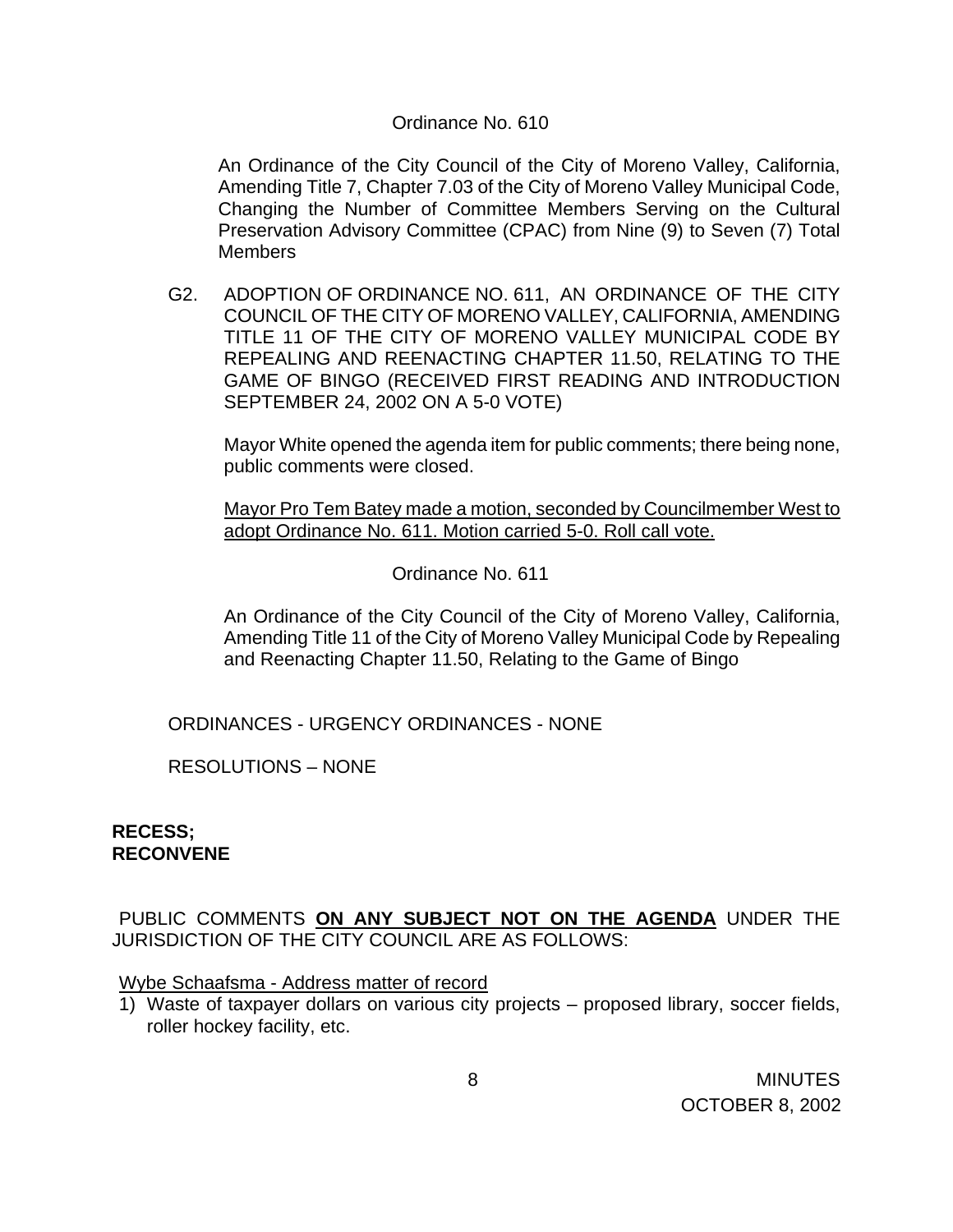Ordinance No. 610

An Ordinance of the City Council of the City of Moreno Valley, California, Amending Title 7, Chapter 7.03 of the City of Moreno Valley Municipal Code, Changing the Number of Committee Members Serving on the Cultural Preservation Advisory Committee (CPAC) from Nine (9) to Seven (7) Total Members

G2. ADOPTION OF ORDINANCE NO. 611, AN ORDINANCE OF THE CITY COUNCIL OF THE CITY OF MORENO VALLEY, CALIFORNIA, AMENDING TITLE 11 OF THE CITY OF MORENO VALLEY MUNICIPAL CODE BY REPEALING AND REENACTING CHAPTER 11.50, RELATING TO THE GAME OF BINGO (RECEIVED FIRST READING AND INTRODUCTION SEPTEMBER 24, 2002 ON A 5-0 VOTE)

Mayor White opened the agenda item for public comments; there being none, public comments were closed.

Mayor Pro Tem Batey made a motion, seconded by Councilmember West to adopt Ordinance No. 611. Motion carried 5-0. Roll call vote.

Ordinance No. 611

An Ordinance of the City Council of the City of Moreno Valley, California, Amending Title 11 of the City of Moreno Valley Municipal Code by Repealing and Reenacting Chapter 11.50, Relating to the Game of Bingo

ORDINANCES - URGENCY ORDINANCES - NONE

RESOLUTIONS – NONE

**RECESS; RECONVENE**

PUBLIC COMMENTS **ON ANY SUBJECT NOT ON THE AGENDA** UNDER THE JURISDICTION OF THE CITY COUNCIL ARE AS FOLLOWS:

Wybe Schaafsma - Address matter of record

1) Waste of taxpayer dollars on various city projects – proposed library, soccer fields, roller hockey facility, etc.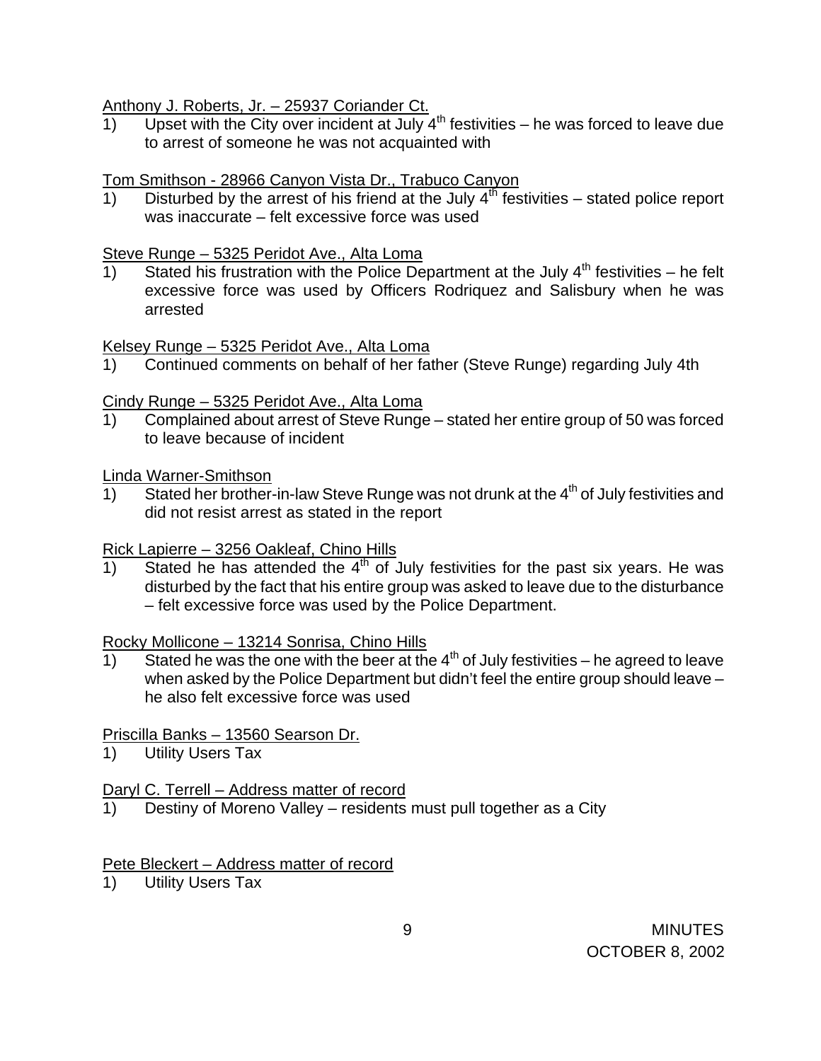Anthony J. Roberts, Jr. – 25937 Coriander Ct.

1) Upset with the City over incident at July 4th festivities – he was forced to leave due to arrest of someone he was not acquainted with

Tom Smithson - 28966 Canyon Vista Dr., Trabuco Canyon

1) Disturbed by the arrest of his friend at the July 4th festivities – stated police report was inaccurate – felt excessive force was used

Steve Runge – 5325 Peridot Ave., Alta Loma

1) Stated his frustration with the Police Department at the July 4th festivities – he felt excessive force was used by Officers Rodriquez and Salisbury when he was arrested

Kelsey Runge – 5325 Peridot Ave., Alta Loma

1) Continued comments on behalf of her father (Steve Runge) regarding July 4th

Cindy Runge – 5325 Peridot Ave., Alta Loma

1) Complained about arrest of Steve Runge – stated her entire group of 50 was forced to leave because of incident

Linda Warner-Smithson

1) Stated her brother-in-law Steve Runge was not drunk at the 4th of July festivities and did not resist arrest as stated in the report

Rick Lapierre – 3256 Oakleaf, Chino Hills

1) Stated he has attended the 4th of July festivities for the past six years. He was disturbed by the fact that his entire group was asked to leave due to the disturbance – felt excessive force was used by the Police Department.

Rocky Mollicone – 13214 Sonrisa, Chino Hills

1) Stated he was the one with the beer at the 4th of July festivities – he agreed to leave when asked by the Police Department but didn't feel the entire group should leave – he also felt excessive force was used

Priscilla Banks – 13560 Searson Dr.

1) Utility Users Tax

Daryl C. Terrell – Address matter of record

1) Destiny of Moreno Valley – residents must pull together as a City

Pete Bleckert – Address matter of record

1) Utility Users Tax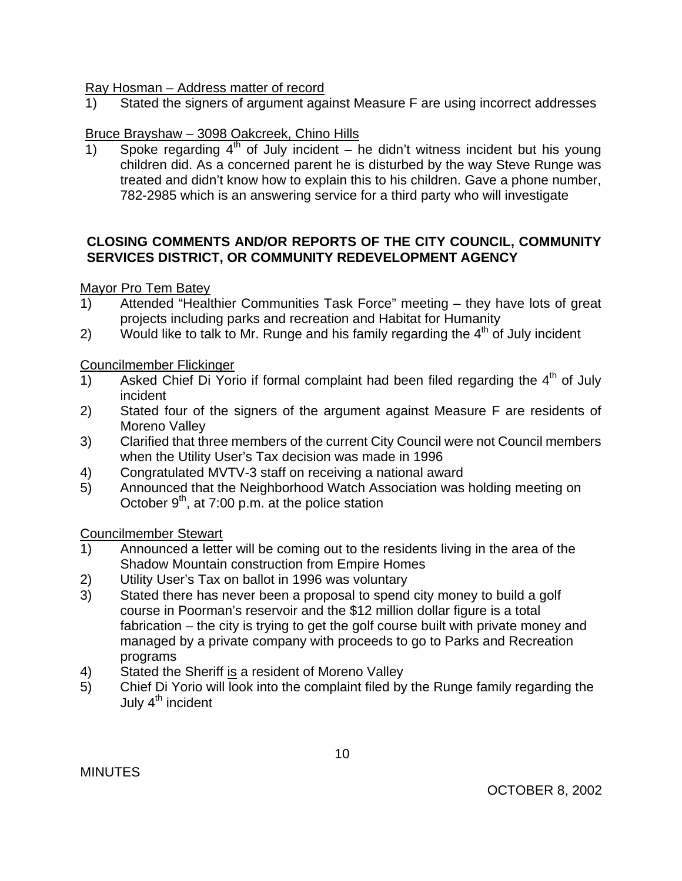Ray Hosman – Address matter of record

1) Stated the signers of argument against Measure F are using incorrect addresses

Bruce Brayshaw – 3098 Oakcreek, Chino Hills

1) Spoke regarding 4th of July incident – he didn't witness incident but his young children did. As a concerned parent he is disturbed by the way Steve Runge was treated and didn't know how to explain this to his children. Gave a phone number, 782-2985 which is an answering service for a third party who will investigate

## CLOSING COMMENTS AND/OR REPORTS OF THE CITY COUNCIL, COMMUNITY SERVICES DISTRICT, OR COMMUNITY REDEVELOPMENT AGENCY

Mayor Pro Tem Batey

1) Attended "Healthier Communities Task Force" meeting – they have lots of great projects including parks and recreation and Habitat for Humanity
2) Would like to talk to Mr. Runge and his family regarding the 4th of July incident

Councilmember Flickinger

1) Asked Chief Di Yorio if formal complaint had been filed regarding the 4th of July incident
2) Stated four of the signers of the argument against Measure F are residents of Moreno Valley
3) Clarified that three members of the current City Council were not Council members when the Utility User's Tax decision was made in 1996
4) Congratulated MVTV-3 staff on receiving a national award
5) Announced that the Neighborhood Watch Association was holding meeting on October 9th, at 7:00 p.m. at the police station

Councilmember Stewart

1) Announced a letter will be coming out to the residents living in the area of the Shadow Mountain construction from Empire Homes
2) Utility User's Tax on ballot in 1996 was voluntary
3) Stated there has never been a proposal to spend city money to build a golf course in Poorman's reservoir and the $12 million dollar figure is a total fabrication – the city is trying to get the golf course built with private money and managed by a private company with proceeds to go to Parks and Recreation programs
4) Stated the Sheriff is a resident of Moreno Valley
5) Chief Di Yorio will look into the complaint filed by the Runge family regarding the July 4th incident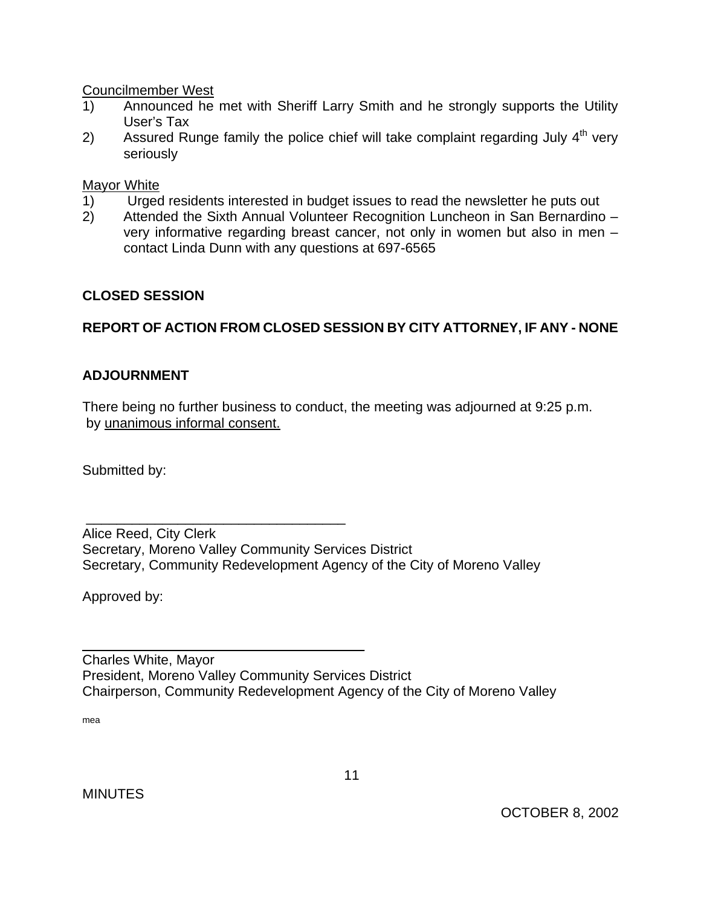Councilmember West

1) Announced he met with Sheriff Larry Smith and he strongly supports the Utility User's Tax
2) Assured Runge family the police chief will take complaint regarding July 4th very seriously

Mayor White

1) Urged residents interested in budget issues to read the newsletter he puts out
2) Attended the Sixth Annual Volunteer Recognition Luncheon in San Bernardino – very informative regarding breast cancer, not only in women but also in men – contact Linda Dunn with any questions at 697-6565

**CLOSED SESSION**

**REPORT OF ACTION FROM CLOSED SESSION BY CITY ATTORNEY, IF ANY - NONE**

**ADJOURNMENT**

There being no further business to conduct, the meeting was adjourned at 9:25 p.m. by unanimous informal consent.

Submitted by:

\_\_\_\_\_\_\_\_\_\_\_\_\_\_\_\_\_\_\_\_\_\_\_\_\_\_\_\_\_\_\_\_\_\_\_

Alice Reed, City Clerk
Secretary, Moreno Valley Community Services District
Secretary, Community Redevelopment Agency of the City of Moreno Valley

Approved by:

\_\_\_\_\_\_\_\_\_\_\_\_\_\_\_\_\_\_\_\_\_\_\_\_\_\_\_\_\_\_\_\_\_\_\_

Charles White, Mayor
President, Moreno Valley Community Services District
Chairperson, Community Redevelopment Agency of the City of Moreno Valley

mea